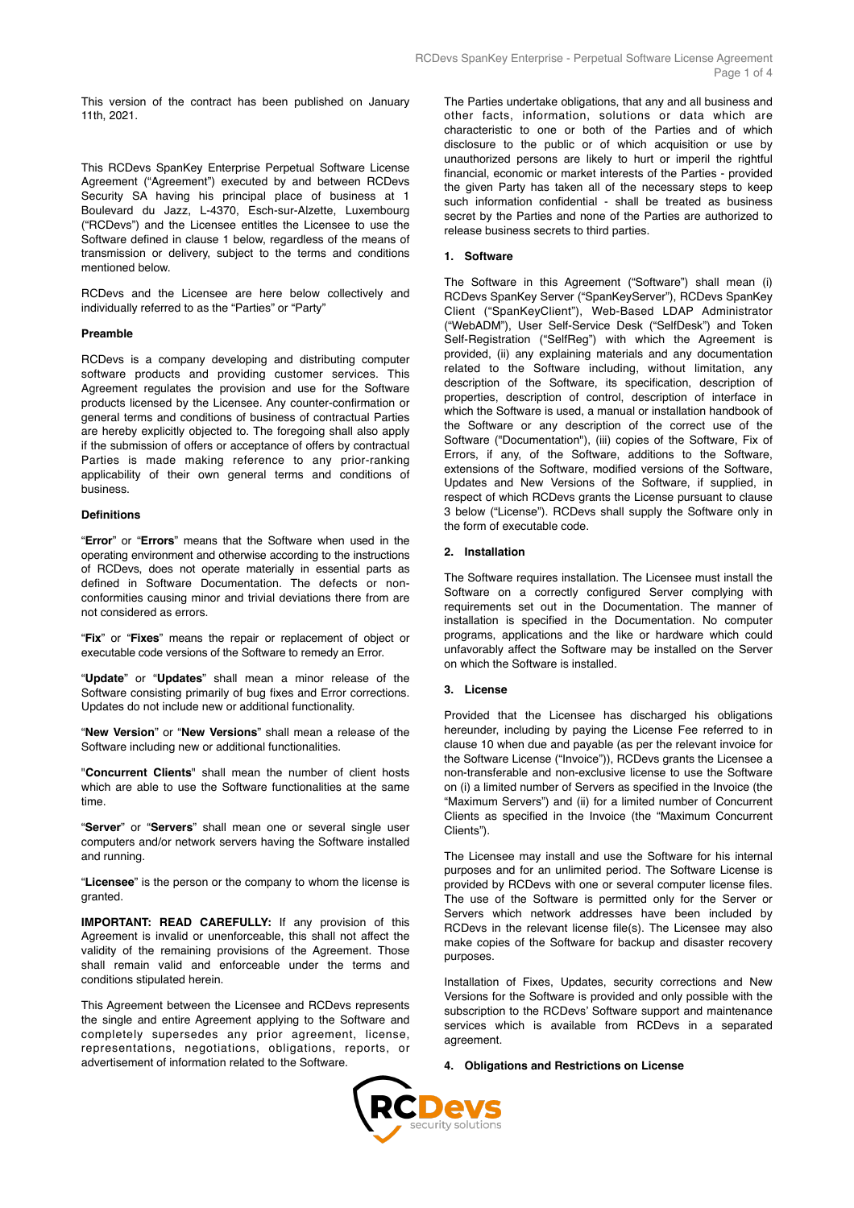This version of the contract has been published on January 11th, 2021.

This RCDevs SpanKey Enterprise Perpetual Software License Agreement ("Agreement") executed by and between RCDevs Security SA having his principal place of business at 1 Boulevard du Jazz, L-4370, Esch-sur-Alzette, Luxembourg ("RCDevs") and the Licensee entitles the Licensee to use the Software defined in clause 1 below, regardless of the means of transmission or delivery, subject to the terms and conditions mentioned below.

RCDevs and the Licensee are here below collectively and individually referred to as the "Parties" or "Party"

**Preamble**

RCDevs is a company developing and distributing computer software products and providing customer services. This Agreement regulates the provision and use for the Software products licensed by the Licensee. Any counter-confirmation or general terms and conditions of business of contractual Parties are hereby explicitly objected to. The foregoing shall also apply if the submission of offers or acceptance of offers by contractual Parties is made making reference to any prior-ranking applicability of their own general terms and conditions of business.

**Definitions**

"**Error**" or "**Errors**" means that the Software when used in the operating environment and otherwise according to the instructions of RCDevs, does not operate materially in essential parts as defined in Software Documentation. The defects or non-conformities causing minor and trivial deviations there from are not considered as errors.

"**Fix**" or "**Fixes**" means the repair or replacement of object or executable code versions of the Software to remedy an Error.

"**Update**" or "**Updates**" shall mean a minor release of the Software consisting primarily of bug fixes and Error corrections. Updates do not include new or additional functionality.

"**New Version**" or "**New Versions**" shall mean a release of the Software including new or additional functionalities.

"**Concurrent Clients**" shall mean the number of client hosts which are able to use the Software functionalities at the same time.

"**Server**" or "**Servers**" shall mean one or several single user computers and/or network servers having the Software installed and running.

"**Licensee**" is the person or the company to whom the license is granted.

**IMPORTANT: READ CAREFULLY:** If any provision of this Agreement is invalid or unenforceable, this shall not affect the validity of the remaining provisions of the Agreement. Those shall remain valid and enforceable under the terms and conditions stipulated herein.

This Agreement between the Licensee and RCDevs represents the single and entire Agreement applying to the Software and completely supersedes any prior agreement, license, representations, negotiations, obligations, reports, or advertisement of information related to the Software.

The Parties undertake obligations, that any and all business and other facts, information, solutions or data which are characteristic to one or both of the Parties and of which disclosure to the public or of which acquisition or use by unauthorized persons are likely to hurt or imperil the rightful financial, economic or market interests of the Parties - provided the given Party has taken all of the necessary steps to keep such information confidential - shall be treated as business secret by the Parties and none of the Parties are authorized to release business secrets to third parties.

**1. Software**

The Software in this Agreement ("Software") shall mean (i) RCDevs SpanKey Server ("SpanKeyServer"), RCDevs SpanKey Client ("SpanKeyClient"), Web-Based LDAP Administrator ("WebADM"), User Self-Service Desk ("SelfDesk") and Token Self-Registration ("SelfReg") with which the Agreement is provided, (ii) any explaining materials and any documentation related to the Software including, without limitation, any description of the Software, its specification, description of properties, description of control, description of interface in which the Software is used, a manual or installation handbook of the Software or any description of the correct use of the Software ("Documentation"), (iii) copies of the Software, Fix of Errors, if any, of the Software, additions to the Software, extensions of the Software, modified versions of the Software, Updates and New Versions of the Software, if supplied, in respect of which RCDevs grants the License pursuant to clause 3 below ("License"). RCDevs shall supply the Software only in the form of executable code.

**2. Installation**

The Software requires installation. The Licensee must install the Software on a correctly configured Server complying with requirements set out in the Documentation. The manner of installation is specified in the Documentation. No computer programs, applications and the like or hardware which could unfavorably affect the Software may be installed on the Server on which the Software is installed.

**3. License**

Provided that the Licensee has discharged his obligations hereunder, including by paying the License Fee referred to in clause 10 when due and payable (as per the relevant invoice for the Software License ("Invoice")), RCDevs grants the Licensee a non-transferable and non-exclusive license to use the Software on (i) a limited number of Servers as specified in the Invoice (the "Maximum Servers") and (ii) for a limited number of Concurrent Clients as specified in the Invoice (the "Maximum Concurrent Clients").

The Licensee may install and use the Software for his internal purposes and for an unlimited period. The Software License is provided by RCDevs with one or several computer license files. The use of the Software is permitted only for the Server or Servers which network addresses have been included by RCDevs in the relevant license file(s). The Licensee may also make copies of the Software for backup and disaster recovery purposes.

Installation of Fixes, Updates, security corrections and New Versions for the Software is provided and only possible with the subscription to the RCDevs' Software support and maintenance services which is available from RCDevs in a separated agreement.

**4. Obligations and Restrictions on License**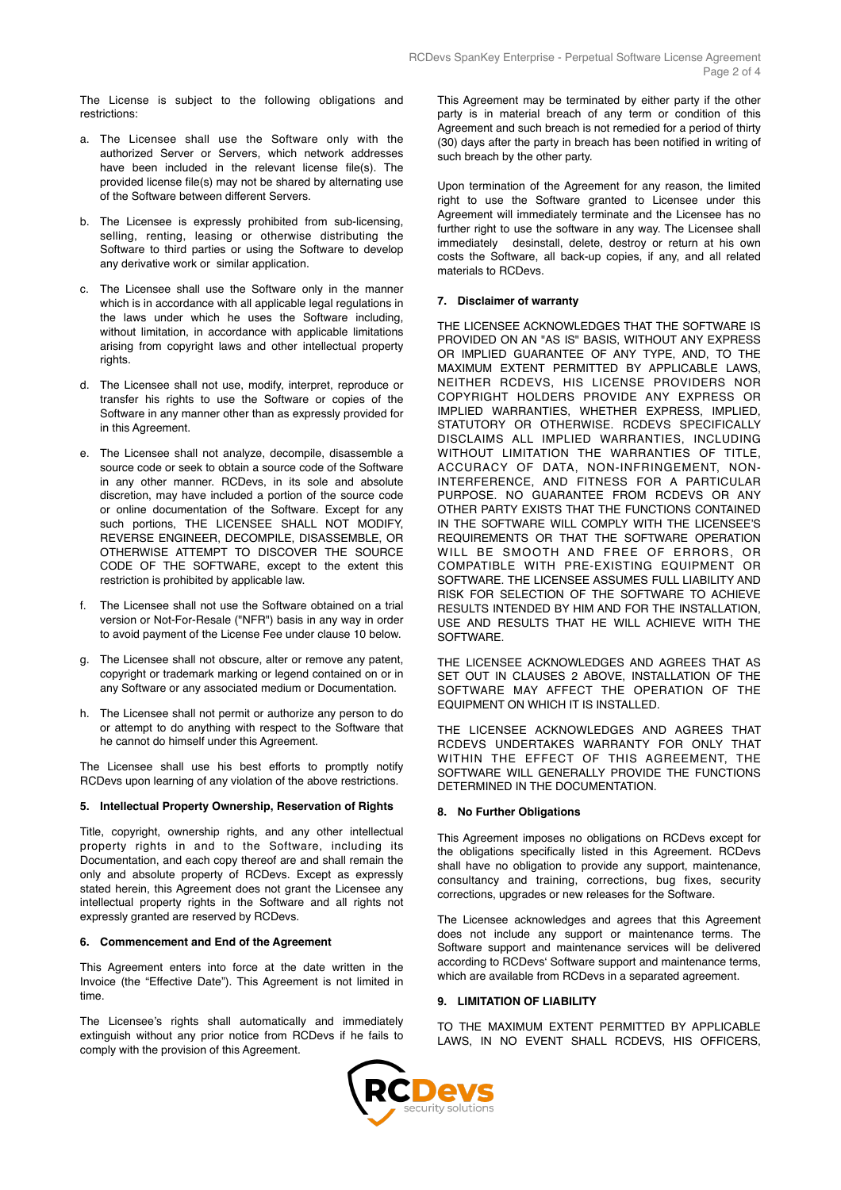The License is subject to the following obligations and restrictions:

a. The Licensee shall use the Software only with the authorized Server or Servers, which network addresses have been included in the relevant license file(s). The provided license file(s) may not be shared by alternating use of the Software between different Servers.

b. The Licensee is expressly prohibited from sub-licensing, selling, renting, leasing or otherwise distributing the Software to third parties or using the Software to develop any derivative work or similar application.

c. The Licensee shall use the Software only in the manner which is in accordance with all applicable legal regulations in the laws under which he uses the Software including, without limitation, in accordance with applicable limitations arising from copyright laws and other intellectual property rights.

d. The Licensee shall not use, modify, interpret, reproduce or transfer his rights to use the Software or copies of the Software in any manner other than as expressly provided for in this Agreement.

e. The Licensee shall not analyze, decompile, disassemble a source code or seek to obtain a source code of the Software in any other manner. RCDevs, in its sole and absolute discretion, may have included a portion of the source code or online documentation of the Software. Except for any such portions, THE LICENSEE SHALL NOT MODIFY, REVERSE ENGINEER, DECOMPILE, DISASSEMBLE, OR OTHERWISE ATTEMPT TO DISCOVER THE SOURCE CODE OF THE SOFTWARE, except to the extent this restriction is prohibited by applicable law.

f. The Licensee shall not use the Software obtained on a trial version or Not-For-Resale ("NFR") basis in any way in order to avoid payment of the License Fee under clause 10 below.

g. The Licensee shall not obscure, alter or remove any patent, copyright or trademark marking or legend contained on or in any Software or any associated medium or Documentation.

h. The Licensee shall not permit or authorize any person to do or attempt to do anything with respect to the Software that he cannot do himself under this Agreement.

The Licensee shall use his best efforts to promptly notify RCDevs upon learning of any violation of the above restrictions.

#### 5. Intellectual Property Ownership, Reservation of Rights

Title, copyright, ownership rights, and any other intellectual property rights in and to the Software, including its Documentation, and each copy thereof are and shall remain the only and absolute property of RCDevs. Except as expressly stated herein, this Agreement does not grant the Licensee any intellectual property rights in the Software and all rights not expressly granted are reserved by RCDevs.

#### 6. Commencement and End of the Agreement

This Agreement enters into force at the date written in the Invoice (the "Effective Date"). This Agreement is not limited in time.

The Licensee's rights shall automatically and immediately extinguish without any prior notice from RCDevs if he fails to comply with the provision of this Agreement.

This Agreement may be terminated by either party if the other party is in material breach of any term or condition of this Agreement and such breach is not remedied for a period of thirty (30) days after the party in breach has been notified in writing of such breach by the other party.

Upon termination of the Agreement for any reason, the limited right to use the Software granted to Licensee under this Agreement will immediately terminate and the Licensee has no further right to use the software in any way. The Licensee shall immediately desinstall, delete, destroy or return at his own costs the Software, all back-up copies, if any, and all related materials to RCDevs.

#### 7. Disclaimer of warranty

THE LICENSEE ACKNOWLEDGES THAT THE SOFTWARE IS PROVIDED ON AN "AS IS" BASIS, WITHOUT ANY EXPRESS OR IMPLIED GUARANTEE OF ANY TYPE, AND, TO THE MAXIMUM EXTENT PERMITTED BY APPLICABLE LAWS, NEITHER RCDEVS, HIS LICENSE PROVIDERS NOR COPYRIGHT HOLDERS PROVIDE ANY EXPRESS OR IMPLIED WARRANTIES, WHETHER EXPRESS, IMPLIED, STATUTORY OR OTHERWISE. RCDEVS SPECIFICALLY DISCLAIMS ALL IMPLIED WARRANTIES, INCLUDING WITHOUT LIMITATION THE WARRANTIES OF TITLE, ACCURACY OF DATA, NON-INFRINGEMENT, NON-INTERFERENCE, AND FITNESS FOR A PARTICULAR PURPOSE. NO GUARANTEE FROM RCDEVS OR ANY OTHER PARTY EXISTS THAT THE FUNCTIONS CONTAINED IN THE SOFTWARE WILL COMPLY WITH THE LICENSEE'S REQUIREMENTS OR THAT THE SOFTWARE OPERATION WILL BE SMOOTH AND FREE OF ERRORS, OR COMPATIBLE WITH PRE-EXISTING EQUIPMENT OR SOFTWARE. THE LICENSEE ASSUMES FULL LIABILITY AND RISK FOR SELECTION OF THE SOFTWARE TO ACHIEVE RESULTS INTENDED BY HIM AND FOR THE INSTALLATION, USE AND RESULTS THAT HE WILL ACHIEVE WITH THE SOFTWARE.

THE LICENSEE ACKNOWLEDGES AND AGREES THAT AS SET OUT IN CLAUSES 2 ABOVE, INSTALLATION OF THE SOFTWARE MAY AFFECT THE OPERATION OF THE EQUIPMENT ON WHICH IT IS INSTALLED.

THE LICENSEE ACKNOWLEDGES AND AGREES THAT RCDEVS UNDERTAKES WARRANTY FOR ONLY THAT WITHIN THE EFFECT OF THIS AGREEMENT, THE SOFTWARE WILL GENERALLY PROVIDE THE FUNCTIONS DETERMINED IN THE DOCUMENTATION.

#### 8. No Further Obligations

This Agreement imposes no obligations on RCDevs except for the obligations specifically listed in this Agreement. RCDevs shall have no obligation to provide any support, maintenance, consultancy and training, corrections, bug fixes, security corrections, upgrades or new releases for the Software.

The Licensee acknowledges and agrees that this Agreement does not include any support or maintenance terms. The Software support and maintenance services will be delivered according to RCDevs' Software support and maintenance terms, which are available from RCDevs in a separated agreement.

#### 9. LIMITATION OF LIABILITY

TO THE MAXIMUM EXTENT PERMITTED BY APPLICABLE LAWS, IN NO EVENT SHALL RCDEVS, HIS OFFICERS,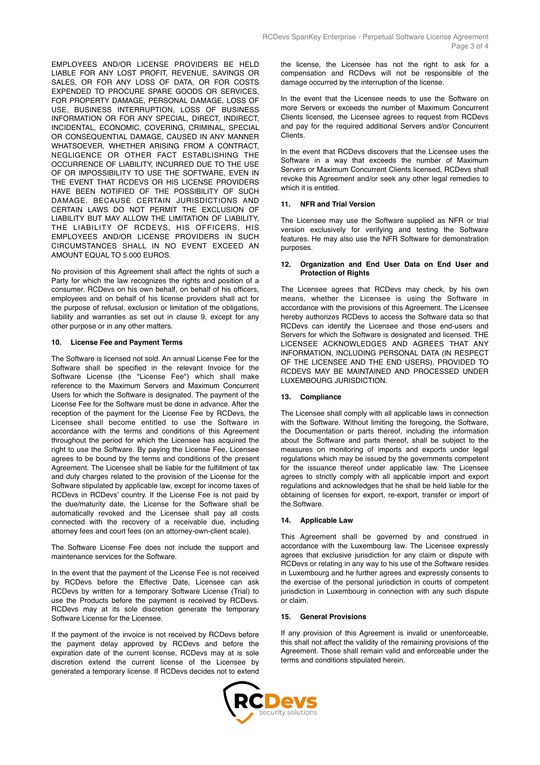EMPLOYEES AND/OR LICENSE PROVIDERS BE HELD LIABLE FOR ANY LOST PROFIT, REVENUE, SAVINGS OR SALES, OR FOR ANY LOSS OF DATA, OR FOR COSTS EXPENDED TO PROCURE SPARE GOODS OR SERVICES, FOR PROPERTY DAMAGE, PERSONAL DAMAGE, LOSS OF USE, BUSINESS INTERRUPTION, LOSS OF BUSINESS INFORMATION OR FOR ANY SPECIAL, DIRECT, INDIRECT, INCIDENTAL, ECONOMIC, COVERING, CRIMINAL, SPECIAL OR CONSEQUENTIAL DAMAGE, CAUSED IN ANY MANNER WHATSOEVER, WHETHER ARISING FROM A CONTRACT, NEGLIGENCE OR OTHER FACT ESTABLISHING THE OCCURRENCE OF LIABILITY, INCURRED DUE TO THE USE OF OR IMPOSSIBILITY TO USE THE SOFTWARE, EVEN IN THE EVENT THAT RCDEVS OR HIS LICENSE PROVIDERS HAVE BEEN NOTIFIED OF THE POSSIBILITY OF SUCH DAMAGE. BECAUSE CERTAIN JURISDICTIONS AND CERTAIN LAWS DO NOT PERMIT THE EXCLUSION OF LIABILITY BUT MAY ALLOW THE LIMITATION OF LIABILITY, THE LIABILITY OF RCDEVS, HIS OFFICERS, HIS EMPLOYEES AND/OR LICENSE PROVIDERS IN SUCH CIRCUMSTANCES SHALL IN NO EVENT EXCEED AN AMOUNT EQUAL TO 5.000 EUROS.

No provision of this Agreement shall affect the rights of such a Party for which the law recognizes the rights and position of a consumer. RCDevs on his own behalf, on behalf of his officers, employees and on behalf of his license providers shall act for the purpose of refusal, exclusion or limitation of the obligations, liability and warranties as set out in clause 9, except for any other purpose or in any other matters.

#### 10. License Fee and Payment Terms

The Software is licensed not sold. An annual License Fee for the Software shall be specified in the relevant Invoice for the Software License (the "License Fee") which shall make reference to the Maximum Servers and Maximum Concurrent Users for which the Software is designated. The payment of the License Fee for the Software must be done in advance. After the reception of the payment for the License Fee by RCDevs, the Licensee shall become entitled to use the Software in accordance with the terms and conditions of this Agreement throughout the period for which the Licensee has acquired the right to use the Software. By paying the License Fee, Licensee agrees to be bound by the terms and conditions of the present Agreement. The Licensee shall be liable for the fulfillment of tax and duty charges related to the provision of the License for the Software stipulated by applicable law, except for income taxes of RCDevs in RCDevs' country. If the License Fee is not paid by the due/maturity date, the License for the Software shall be automatically revoked and the Licensee shall pay all costs connected with the recovery of a receivable due, including attorney fees and court fees (on an attorney-own-client scale).

The Software License Fee does not include the support and maintenance services for the Software.

In the event that the payment of the License Fee is not received by RCDevs before the Effective Date, Licensee can ask RCDevs by written for a temporary Software License (Trial) to use the Products before the payment is received by RCDevs. RCDevs may at its sole discretion generate the temporary Software License for the Licensee.

If the payment of the invoice is not received by RCDevs before the payment delay approved by RCDevs and before the expiration date of the current license, RCDevs may at is sole discretion extend the current license of the Licensee by generated a temporary license. If RCDevs decides not to extend the license, the Licensee has not the right to ask for a compensation and RCDevs will not be responsible of the damage occurred by the interruption of the license.

In the event that the Licensee needs to use the Software on more Servers or exceeds the number of Maximum Concurrent Clients licensed, the Licensee agrees to request from RCDevs and pay for the required additional Servers and/or Concurrent Clients.

In the event that RCDevs discovers that the Licensee uses the Software in a way that exceeds the number of Maximum Servers or Maximum Concurrent Clients licensed, RCDevs shall revoke this Agreement and/or seek any other legal remedies to which it is entitled.

#### 11. NFR and Trial Version

The Licensee may use the Software supplied as NFR or trial version exclusively for verifying and testing the Software features. He may also use the NFR Software for demonstration purposes.

#### 12. Organization and End User Data on End User and Protection of Rights

The Licensee agrees that RCDevs may check, by his own means, whether the Licensee is using the Software in accordance with the provisions of this Agreement. The Licensee hereby authorizes RCDevs to access the Software data so that RCDevs can identify the Licensee and those end-users and Servers for which the Software is designated and licensed. THE LICENSEE ACKNOWLEDGES AND AGREES THAT ANY INFORMATION, INCLUDING PERSONAL DATA (IN RESPECT OF THE LICENSEE AND THE END USERS), PROVIDED TO RCDEVS MAY BE MAINTAINED AND PROCESSED UNDER LUXEMBOURG JURISDICTION.

#### 13. Compliance

The Licensee shall comply with all applicable laws in connection with the Software. Without limiting the foregoing, the Software, the Documentation or parts thereof, including the information about the Software and parts thereof, shall be subject to the measures on monitoring of imports and exports under legal regulations which may be issued by the governments competent for the issuance thereof under applicable law. The Licensee agrees to strictly comply with all applicable import and export regulations and acknowledges that he shall be held liable for the obtaining of licenses for export, re-export, transfer or import of the Software.

#### 14. Applicable Law

This Agreement shall be governed by and construed in accordance with the Luxembourg law. The Licensee expressly agrees that exclusive jurisdiction for any claim or dispute with RCDevs or relating in any way to his use of the Software resides in Luxembourg and he further agrees and expressly consents to the exercise of the personal jurisdiction in courts of competent jurisdiction in Luxembourg in connection with any such dispute or claim.

#### 15. General Provisions

If any provision of this Agreement is invalid or unenforceable, this shall not affect the validity of the remaining provisions of the Agreement. Those shall remain valid and enforceable under the terms and conditions stipulated herein.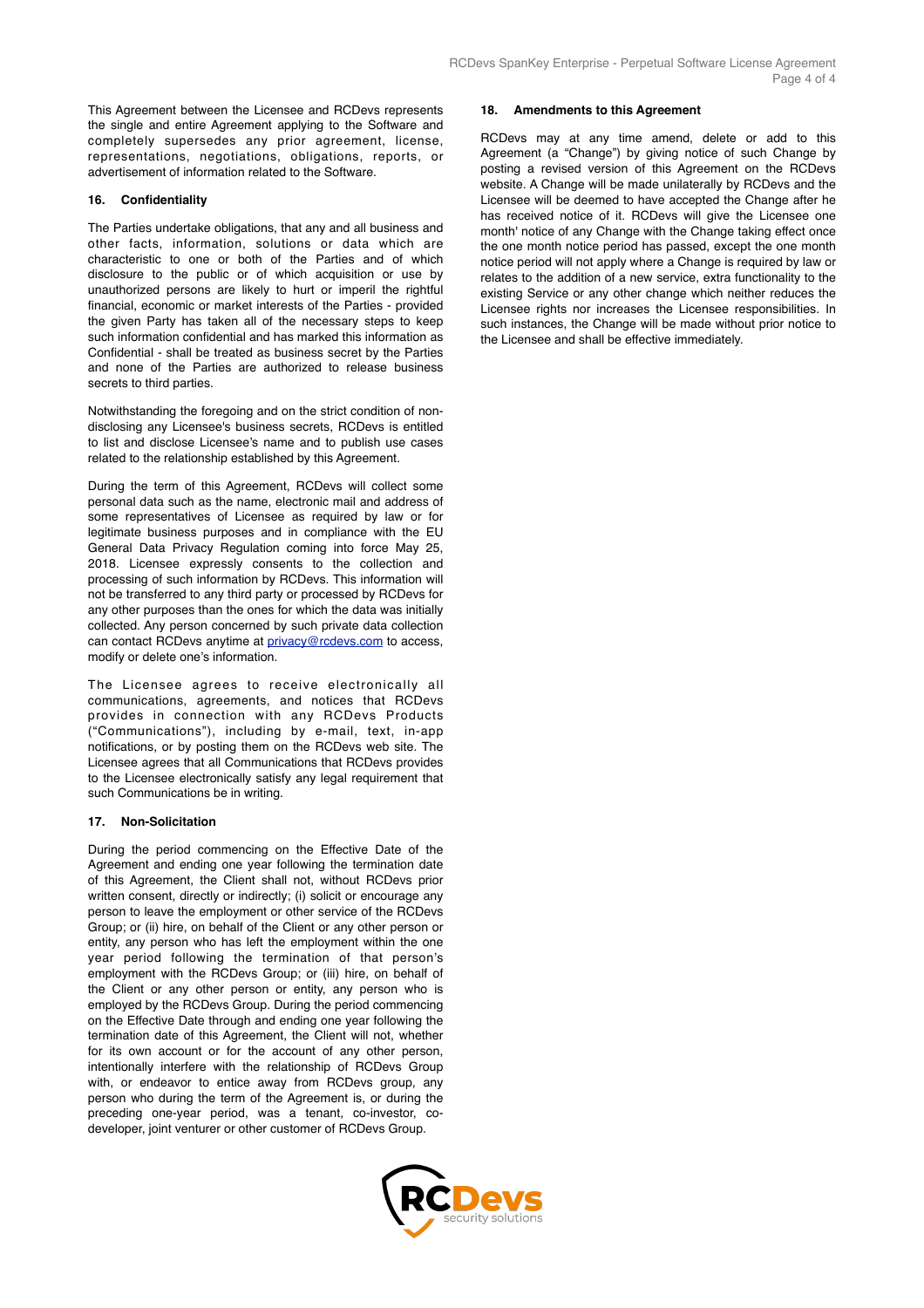This Agreement between the Licensee and RCDevs represents the single and entire Agreement applying to the Software and completely supersedes any prior agreement, license, representations, negotiations, obligations, reports, or advertisement of information related to the Software.

#### 16. Confidentiality

The Parties undertake obligations, that any and all business and other facts, information, solutions or data which are characteristic to one or both of the Parties and of which disclosure to the public or of which acquisition or use by unauthorized persons are likely to hurt or imperil the rightful financial, economic or market interests of the Parties - provided the given Party has taken all of the necessary steps to keep such information confidential and has marked this information as Confidential - shall be treated as business secret by the Parties and none of the Parties are authorized to release business secrets to third parties.

Notwithstanding the foregoing and on the strict condition of non-disclosing any Licensee's business secrets, RCDevs is entitled to list and disclose Licensee's name and to publish use cases related to the relationship established by this Agreement.

During the term of this Agreement, RCDevs will collect some personal data such as the name, electronic mail and address of some representatives of Licensee as required by law or for legitimate business purposes and in compliance with the EU General Data Privacy Regulation coming into force May 25, 2018. Licensee expressly consents to the collection and processing of such information by RCDevs. This information will not be transferred to any third party or processed by RCDevs for any other purposes than the ones for which the data was initially collected. Any person concerned by such private data collection can contact RCDevs anytime at privacy@rcdevs.com to access, modify or delete one's information.

The Licensee agrees to receive electronically all communications, agreements, and notices that RCDevs provides in connection with any RCDevs Products ("Communications"), including by e-mail, text, in-app notifications, or by posting them on the RCDevs web site. The Licensee agrees that all Communications that RCDevs provides to the Licensee electronically satisfy any legal requirement that such Communications be in writing.

#### 17. Non-Solicitation

During the period commencing on the Effective Date of the Agreement and ending one year following the termination date of this Agreement, the Client shall not, without RCDevs prior written consent, directly or indirectly; (i) solicit or encourage any person to leave the employment or other service of the RCDevs Group; or (ii) hire, on behalf of the Client or any other person or entity, any person who has left the employment within the one year period following the termination of that person's employment with the RCDevs Group; or (iii) hire, on behalf of the Client or any other person or entity, any person who is employed by the RCDevs Group. During the period commencing on the Effective Date through and ending one year following the termination date of this Agreement, the Client will not, whether for its own account or for the account of any other person, intentionally interfere with the relationship of RCDevs Group with, or endeavor to entice away from RCDevs group, any person who during the term of the Agreement is, or during the preceding one-year period, was a tenant, co-investor, co-developer, joint venturer or other customer of RCDevs Group.

#### 18. Amendments to this Agreement

RCDevs may at any time amend, delete or add to this Agreement (a "Change") by giving notice of such Change by posting a revised version of this Agreement on the RCDevs website. A Change will be made unilaterally by RCDevs and the Licensee will be deemed to have accepted the Change after he has received notice of it. RCDevs will give the Licensee one month' notice of any Change with the Change taking effect once the one month notice period has passed, except the one month notice period will not apply where a Change is required by law or relates to the addition of a new service, extra functionality to the existing Service or any other change which neither reduces the Licensee rights nor increases the Licensee responsibilities. In such instances, the Change will be made without prior notice to the Licensee and shall be effective immediately.